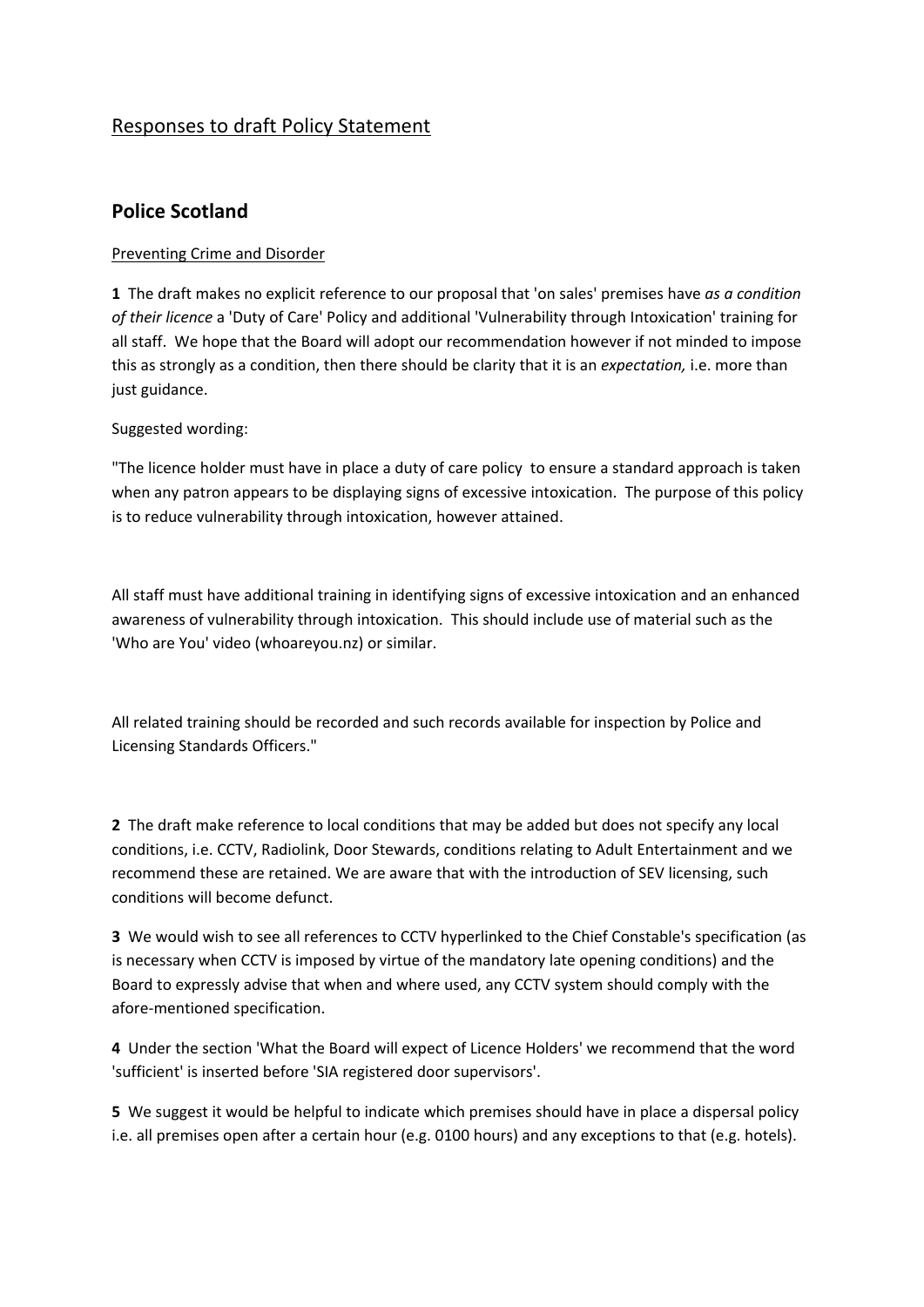# Responses to draft Policy Statement

## Police Scotland

Preventing Crime and Disorder

**1** The draft makes no explicit reference to our proposal that 'on sales' premises have *as a condition of their licence* a 'Duty of Care' Policy and additional 'Vulnerability through Intoxication' training for all staff. We hope that the Board will adopt our recommendation however if not minded to impose this as strongly as a condition, then there should be clarity that it is an *expectation,* i.e. more than just guidance.

Suggested wording:

"The licence holder must have in place a duty of care policy to ensure a standard approach is taken when any patron appears to be displaying signs of excessive intoxication. The purpose of this policy is to reduce vulnerability through intoxication, however attained.

All staff must have additional training in identifying signs of excessive intoxication and an enhanced awareness of vulnerability through intoxication. This should include use of material such as the 'Who are You' video (whoareyou.nz) or similar.

All related training should be recorded and such records available for inspection by Police and Licensing Standards Officers."

**2** The draft make reference to local conditions that may be added but does not specify any local conditions, i.e. CCTV, Radiolink, Door Stewards, conditions relating to Adult Entertainment and we recommend these are retained. We are aware that with the introduction of SEV licensing, such conditions will become defunct.

**3** We would wish to see all references to CCTV hyperlinked to the Chief Constable's specification (as is necessary when CCTV is imposed by virtue of the mandatory late opening conditions) and the Board to expressly advise that when and where used, any CCTV system should comply with the afore-mentioned specification.

**4** Under the section 'What the Board will expect of Licence Holders' we recommend that the word 'sufficient' is inserted before 'SIA registered door supervisors'.

**5** We suggest it would be helpful to indicate which premises should have in place a dispersal policy i.e. all premises open after a certain hour (e.g. 0100 hours) and any exceptions to that (e.g. hotels).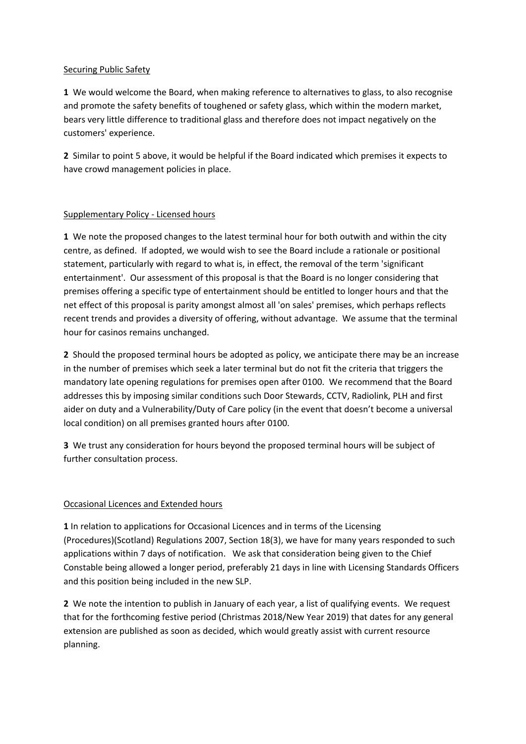Securing Public Safety

**1** We would welcome the Board, when making reference to alternatives to glass, to also recognise and promote the safety benefits of toughened or safety glass, which within the modern market, bears very little difference to traditional glass and therefore does not impact negatively on the customers' experience.

**2** Similar to point 5 above, it would be helpful if the Board indicated which premises it expects to have crowd management policies in place.

Supplementary Policy - Licensed hours

**1** We note the proposed changes to the latest terminal hour for both outwith and within the city centre, as defined. If adopted, we would wish to see the Board include a rationale or positional statement, particularly with regard to what is, in effect, the removal of the term 'significant entertainment'. Our assessment of this proposal is that the Board is no longer considering that premises offering a specific type of entertainment should be entitled to longer hours and that the net effect of this proposal is parity amongst almost all 'on sales' premises, which perhaps reflects recent trends and provides a diversity of offering, without advantage. We assume that the terminal hour for casinos remains unchanged.

**2** Should the proposed terminal hours be adopted as policy, we anticipate there may be an increase in the number of premises which seek a later terminal but do not fit the criteria that triggers the mandatory late opening regulations for premises open after 0100. We recommend that the Board addresses this by imposing similar conditions such Door Stewards, CCTV, Radiolink, PLH and first aider on duty and a Vulnerability/Duty of Care policy (in the event that doesn't become a universal local condition) on all premises granted hours after 0100.

**3** We trust any consideration for hours beyond the proposed terminal hours will be subject of further consultation process.

Occasional Licences and Extended hours

**1** In relation to applications for Occasional Licences and in terms of the Licensing (Procedures)(Scotland) Regulations 2007, Section 18(3), we have for many years responded to such applications within 7 days of notification. We ask that consideration being given to the Chief Constable being allowed a longer period, preferably 21 days in line with Licensing Standards Officers and this position being included in the new SLP.

**2** We note the intention to publish in January of each year, a list of qualifying events. We request that for the forthcoming festive period (Christmas 2018/New Year 2019) that dates for any general extension are published as soon as decided, which would greatly assist with current resource planning.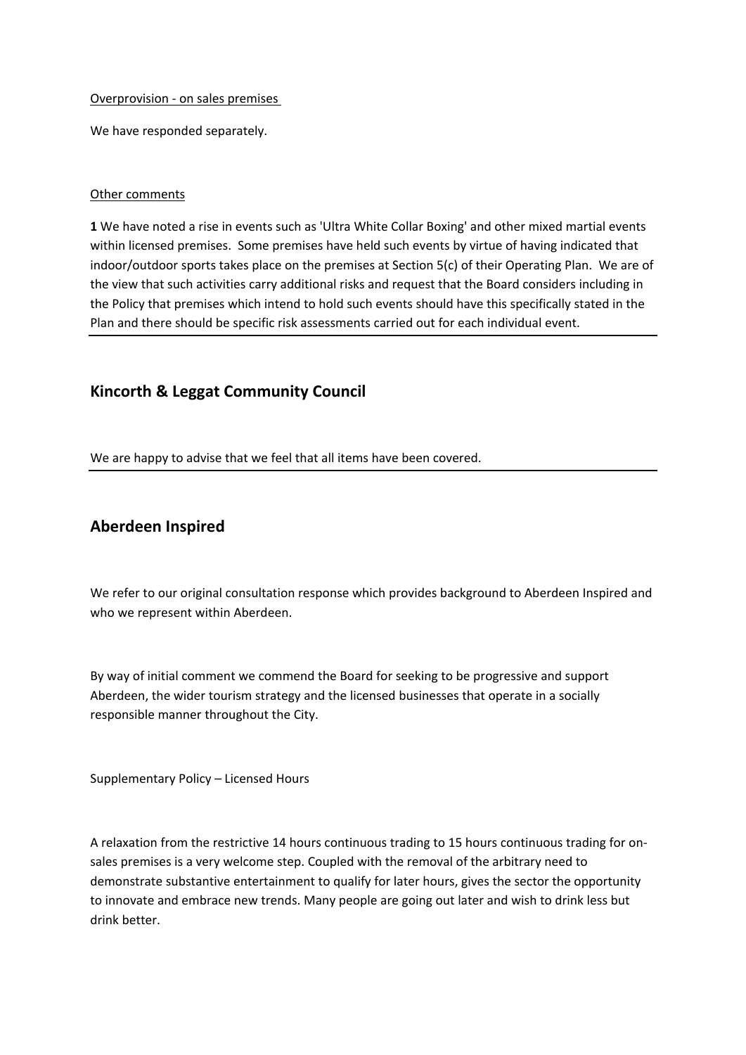Overprovision - on sales premises

We have responded separately.

Other comments

**1** We have noted a rise in events such as 'Ultra White Collar Boxing' and other mixed martial events within licensed premises. Some premises have held such events by virtue of having indicated that indoor/outdoor sports takes place on the premises at Section 5(c) of their Operating Plan. We are of the view that such activities carry additional risks and request that the Board considers including in the Policy that premises which intend to hold such events should have this specifically stated in the Plan and there should be specific risk assessments carried out for each individual event.

---

## Kincorth & Leggat Community Council

We are happy to advise that we feel that all items have been covered.

---

## Aberdeen Inspired

We refer to our original consultation response which provides background to Aberdeen Inspired and who we represent within Aberdeen.

By way of initial comment we commend the Board for seeking to be progressive and support Aberdeen, the wider tourism strategy and the licensed businesses that operate in a socially responsible manner throughout the City.

Supplementary Policy – Licensed Hours

A relaxation from the restrictive 14 hours continuous trading to 15 hours continuous trading for on-sales premises is a very welcome step. Coupled with the removal of the arbitrary need to demonstrate substantive entertainment to qualify for later hours, gives the sector the opportunity to innovate and embrace new trends. Many people are going out later and wish to drink less but drink better.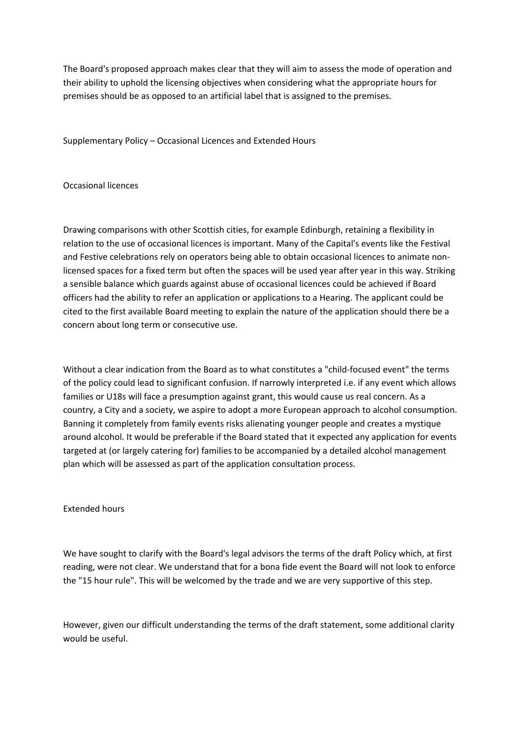The Board's proposed approach makes clear that they will aim to assess the mode of operation and their ability to uphold the licensing objectives when considering what the appropriate hours for premises should be as opposed to an artificial label that is assigned to the premises.

## Supplementary Policy – Occasional Licences and Extended Hours

### Occasional licences

Drawing comparisons with other Scottish cities, for example Edinburgh, retaining a flexibility in relation to the use of occasional licences is important. Many of the Capital's events like the Festival and Festive celebrations rely on operators being able to obtain occasional licences to animate non-licensed spaces for a fixed term but often the spaces will be used year after year in this way. Striking a sensible balance which guards against abuse of occasional licences could be achieved if Board officers had the ability to refer an application or applications to a Hearing. The applicant could be cited to the first available Board meeting to explain the nature of the application should there be a concern about long term or consecutive use.

Without a clear indication from the Board as to what constitutes a "child-focused event" the terms of the policy could lead to significant confusion. If narrowly interpreted i.e. if any event which allows families or U18s will face a presumption against grant, this would cause us real concern. As a country, a City and a society, we aspire to adopt a more European approach to alcohol consumption. Banning it completely from family events risks alienating younger people and creates a mystique around alcohol. It would be preferable if the Board stated that it expected any application for events targeted at (or largely catering for) families to be accompanied by a detailed alcohol management plan which will be assessed as part of the application consultation process.

### Extended hours

We have sought to clarify with the Board's legal advisors the terms of the draft Policy which, at first reading, were not clear. We understand that for a bona fide event the Board will not look to enforce the "15 hour rule". This will be welcomed by the trade and we are very supportive of this step.

However, given our difficult understanding the terms of the draft statement, some additional clarity would be useful.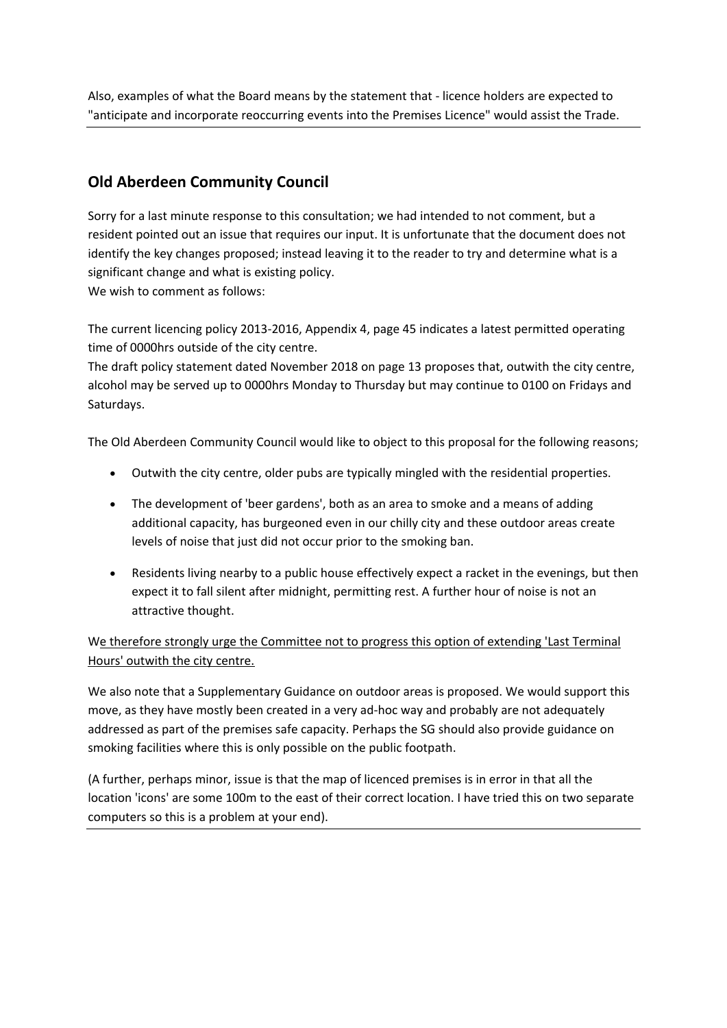Also, examples of what the Board means by the statement that - licence holders are expected to "anticipate and incorporate reoccurring events into the Premises Licence" would assist the Trade.

---

## Old Aberdeen Community Council

Sorry for a last minute response to this consultation; we had intended to not comment, but a resident pointed out an issue that requires our input. It is unfortunate that the document does not identify the key changes proposed; instead leaving it to the reader to try and determine what is a significant change and what is existing policy.
We wish to comment as follows:

The current licencing policy 2013-2016, Appendix 4, page 45 indicates a latest permitted operating time of 0000hrs outside of the city centre.
The draft policy statement dated November 2018 on page 13 proposes that, outwith the city centre, alcohol may be served up to 0000hrs Monday to Thursday but may continue to 0100 on Fridays and Saturdays.

The Old Aberdeen Community Council would like to object to this proposal for the following reasons;

- Outwith the city centre, older pubs are typically mingled with the residential properties.
- The development of 'beer gardens', both as an area to smoke and a means of adding additional capacity, has burgeoned even in our chilly city and these outdoor areas create levels of noise that just did not occur prior to the smoking ban.
- Residents living nearby to a public house effectively expect a racket in the evenings, but then expect it to fall silent after midnight, permitting rest. A further hour of noise is not an attractive thought.

W<u>e therefore strongly urge the Committee not to progress this option of extending 'Last Terminal Hours' outwith the city centre.</u>

We also note that a Supplementary Guidance on outdoor areas is proposed. We would support this move, as they have mostly been created in a very ad-hoc way and probably are not adequately addressed as part of the premises safe capacity. Perhaps the SG should also provide guidance on smoking facilities where this is only possible on the public footpath.

(A further, perhaps minor, issue is that the map of licenced premises is in error in that all the location 'icons' are some 100m to the east of their correct location. I have tried this on two separate computers so this is a problem at your end).

---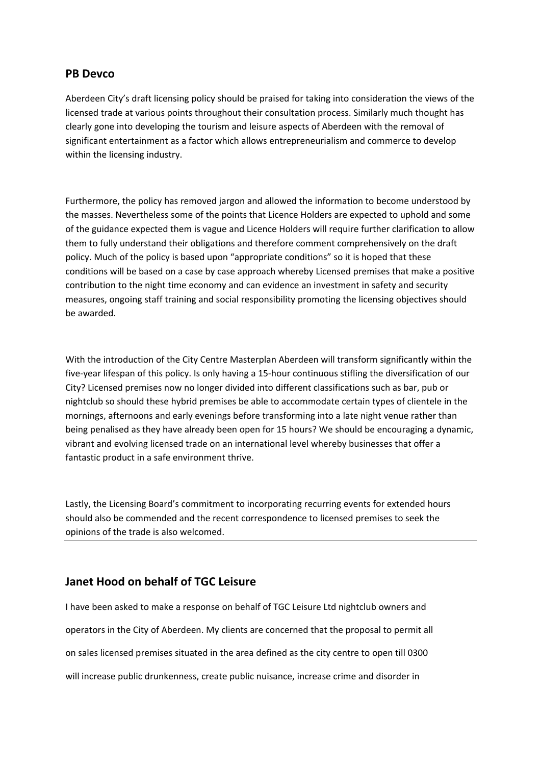## PB Devco

Aberdeen City's draft licensing policy should be praised for taking into consideration the views of the licensed trade at various points throughout their consultation process. Similarly much thought has clearly gone into developing the tourism and leisure aspects of Aberdeen with the removal of significant entertainment as a factor which allows entrepreneurialism and commerce to develop within the licensing industry.

Furthermore, the policy has removed jargon and allowed the information to become understood by the masses. Nevertheless some of the points that Licence Holders are expected to uphold and some of the guidance expected them is vague and Licence Holders will require further clarification to allow them to fully understand their obligations and therefore comment comprehensively on the draft policy. Much of the policy is based upon "appropriate conditions" so it is hoped that these conditions will be based on a case by case approach whereby Licensed premises that make a positive contribution to the night time economy and can evidence an investment in safety and security measures, ongoing staff training and social responsibility promoting the licensing objectives should be awarded.

With the introduction of the City Centre Masterplan Aberdeen will transform significantly within the five-year lifespan of this policy. Is only having a 15-hour continuous stifling the diversification of our City? Licensed premises now no longer divided into different classifications such as bar, pub or nightclub so should these hybrid premises be able to accommodate certain types of clientele in the mornings, afternoons and early evenings before transforming into a late night venue rather than being penalised as they have already been open for 15 hours? We should be encouraging a dynamic, vibrant and evolving licensed trade on an international level whereby businesses that offer a fantastic product in a safe environment thrive.

Lastly, the Licensing Board's commitment to incorporating recurring events for extended hours should also be commended and the recent correspondence to licensed premises to seek the opinions of the trade is also welcomed.

---

## Janet Hood on behalf of TGC Leisure

I have been asked to make a response on behalf of TGC Leisure Ltd nightclub owners and operators in the City of Aberdeen. My clients are concerned that the proposal to permit all on sales licensed premises situated in the area defined as the city centre to open till 0300 will increase public drunkenness, create public nuisance, increase crime and disorder in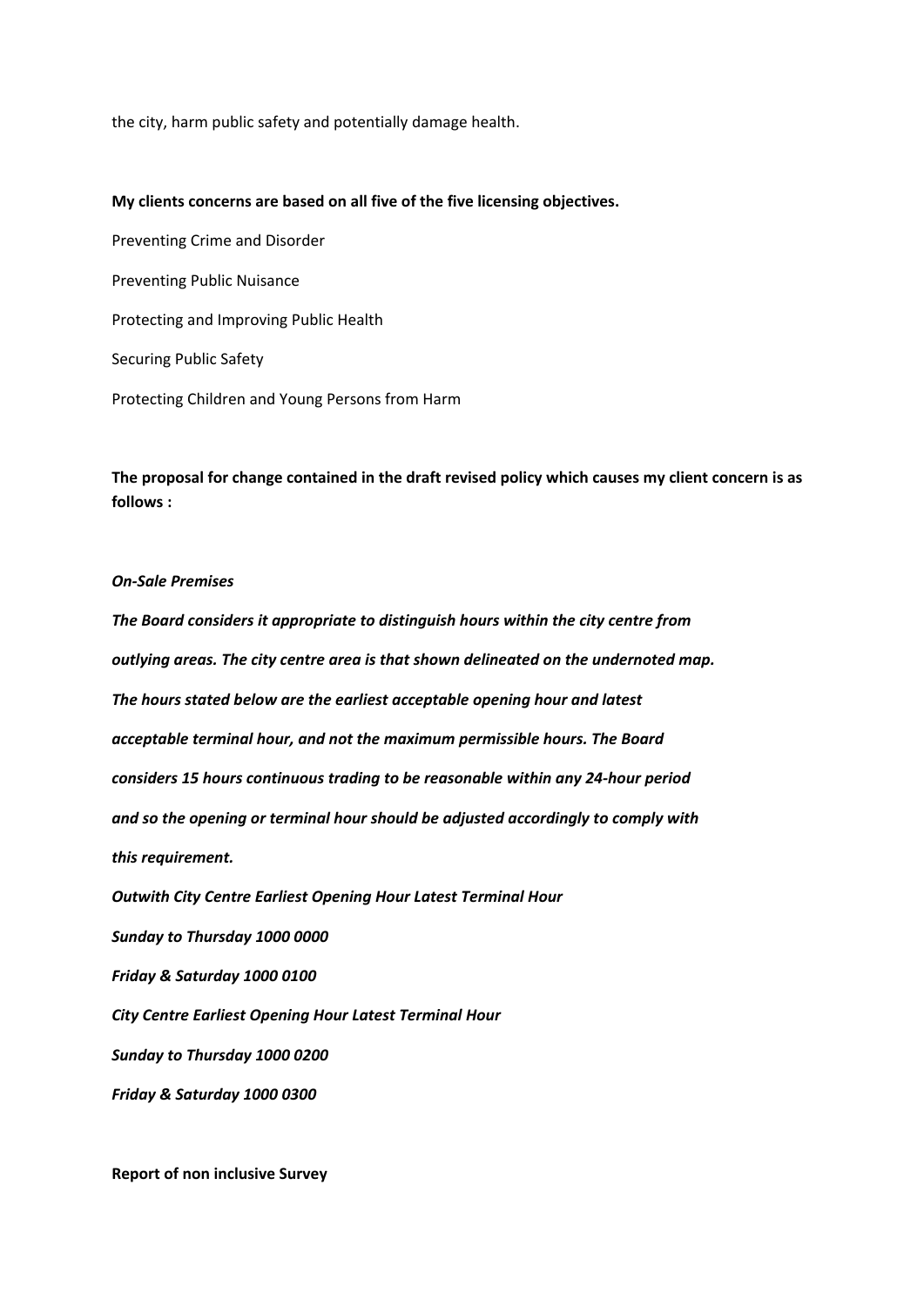the city, harm public safety and potentially damage health.

**My clients concerns are based on all five of the five licensing objectives.**

Preventing Crime and Disorder

Preventing Public Nuisance

Protecting and Improving Public Health

Securing Public Safety

Protecting Children and Young Persons from Harm

**The proposal for change contained in the draft revised policy which causes my client concern is as follows :**

***On-Sale Premises***

***The Board considers it appropriate to distinguish hours within the city centre from outlying areas. The city centre area is that shown delineated on the undernoted map. The hours stated below are the earliest acceptable opening hour and latest acceptable terminal hour, and not the maximum permissible hours. The Board considers 15 hours continuous trading to be reasonable within any 24-hour period and so the opening or terminal hour should be adjusted accordingly to comply with this requirement.***

***Outwith City Centre Earliest Opening Hour Latest Terminal Hour***

***Sunday to Thursday 1000 0000***

***Friday & Saturday 1000 0100***

***City Centre Earliest Opening Hour Latest Terminal Hour***

***Sunday to Thursday 1000 0200***

***Friday & Saturday 1000 0300***

**Report of non inclusive Survey**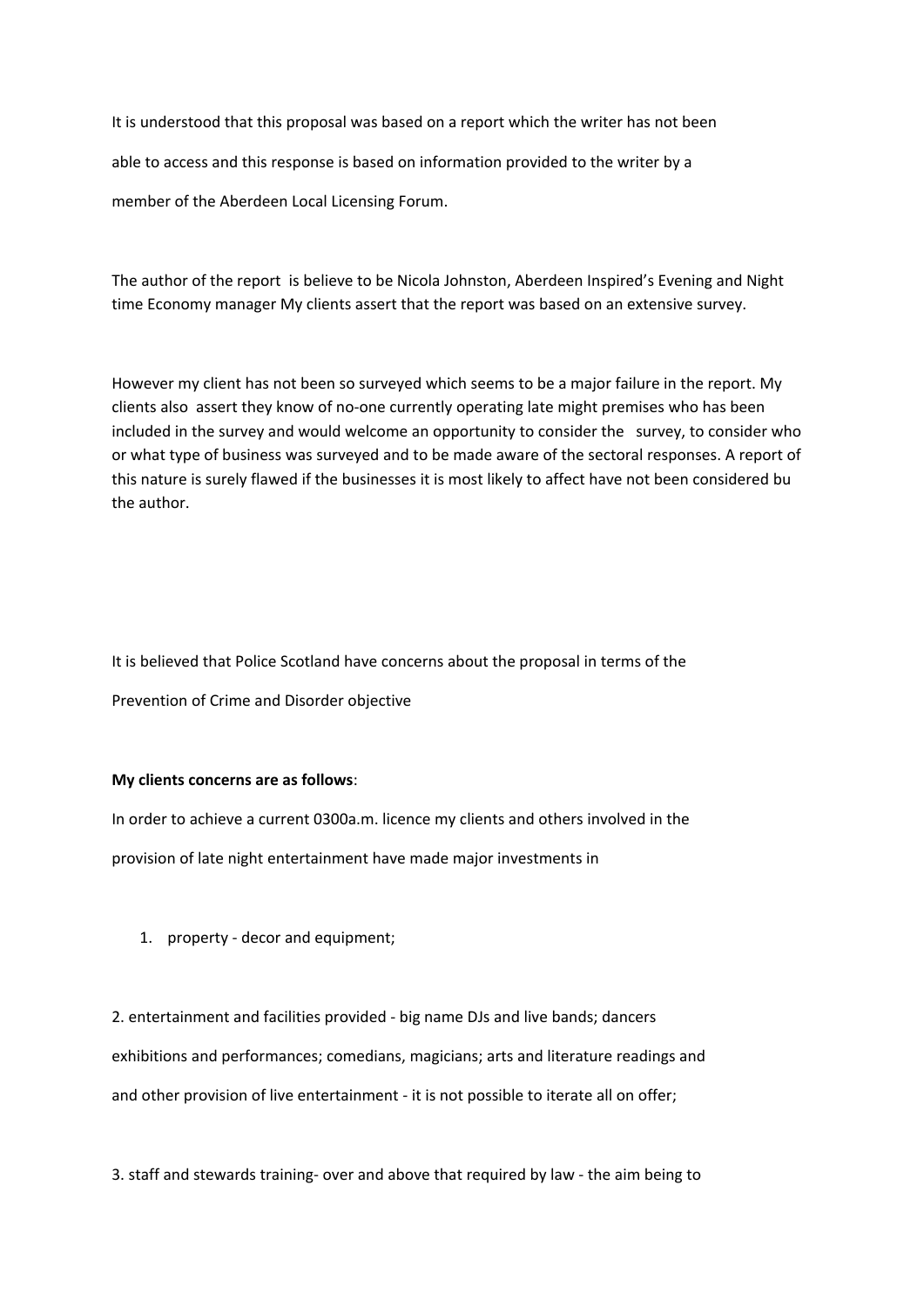It is understood that this proposal was based on a report which the writer has not been able to access and this response is based on information provided to the writer by a member of the Aberdeen Local Licensing Forum.

The author of the report is believe to be Nicola Johnston, Aberdeen Inspired's Evening and Night time Economy manager My clients assert that the report was based on an extensive survey.

However my client has not been so surveyed which seems to be a major failure in the report. My clients also assert they know of no-one currently operating late might premises who has been included in the survey and would welcome an opportunity to consider the survey, to consider who or what type of business was surveyed and to be made aware of the sectoral responses. A report of this nature is surely flawed if the businesses it is most likely to affect have not been considered bu the author.

It is believed that Police Scotland have concerns about the proposal in terms of the Prevention of Crime and Disorder objective

**My clients concerns are as follows**:

In order to achieve a current 0300a.m. licence my clients and others involved in the provision of late night entertainment have made major investments in

1. property - decor and equipment;

2. entertainment and facilities provided - big name DJs and live bands; dancers exhibitions and performances; comedians, magicians; arts and literature readings and and other provision of live entertainment - it is not possible to iterate all on offer;

3. staff and stewards training- over and above that required by law - the aim being to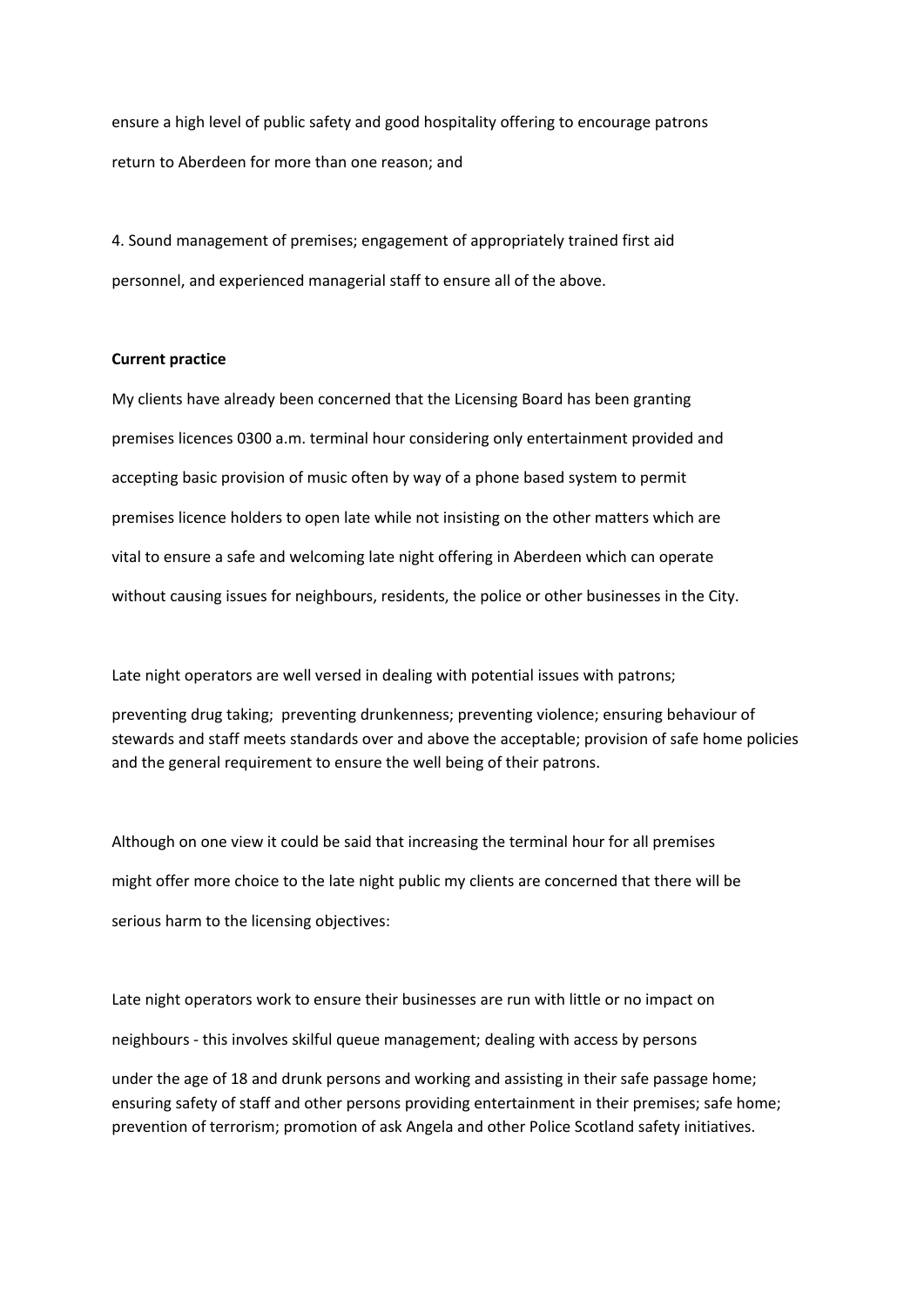ensure a high level of public safety and good hospitality offering to encourage patrons return to Aberdeen for more than one reason; and

4. Sound management of premises; engagement of appropriately trained first aid personnel, and experienced managerial staff to ensure all of the above.

**Current practice**

My clients have already been concerned that the Licensing Board has been granting premises licences 0300 a.m. terminal hour considering only entertainment provided and accepting basic provision of music often by way of a phone based system to permit premises licence holders to open late while not insisting on the other matters which are vital to ensure a safe and welcoming late night offering in Aberdeen which can operate without causing issues for neighbours, residents, the police or other businesses in the City.

Late night operators are well versed in dealing with potential issues with patrons; preventing drug taking; preventing drunkenness; preventing violence; ensuring behaviour of stewards and staff meets standards over and above the acceptable; provision of safe home policies and the general requirement to ensure the well being of their patrons.

Although on one view it could be said that increasing the terminal hour for all premises might offer more choice to the late night public my clients are concerned that there will be serious harm to the licensing objectives:

Late night operators work to ensure their businesses are run with little or no impact on neighbours - this involves skilful queue management; dealing with access by persons under the age of 18 and drunk persons and working and assisting in their safe passage home; ensuring safety of staff and other persons providing entertainment in their premises; safe home; prevention of terrorism; promotion of ask Angela and other Police Scotland safety initiatives.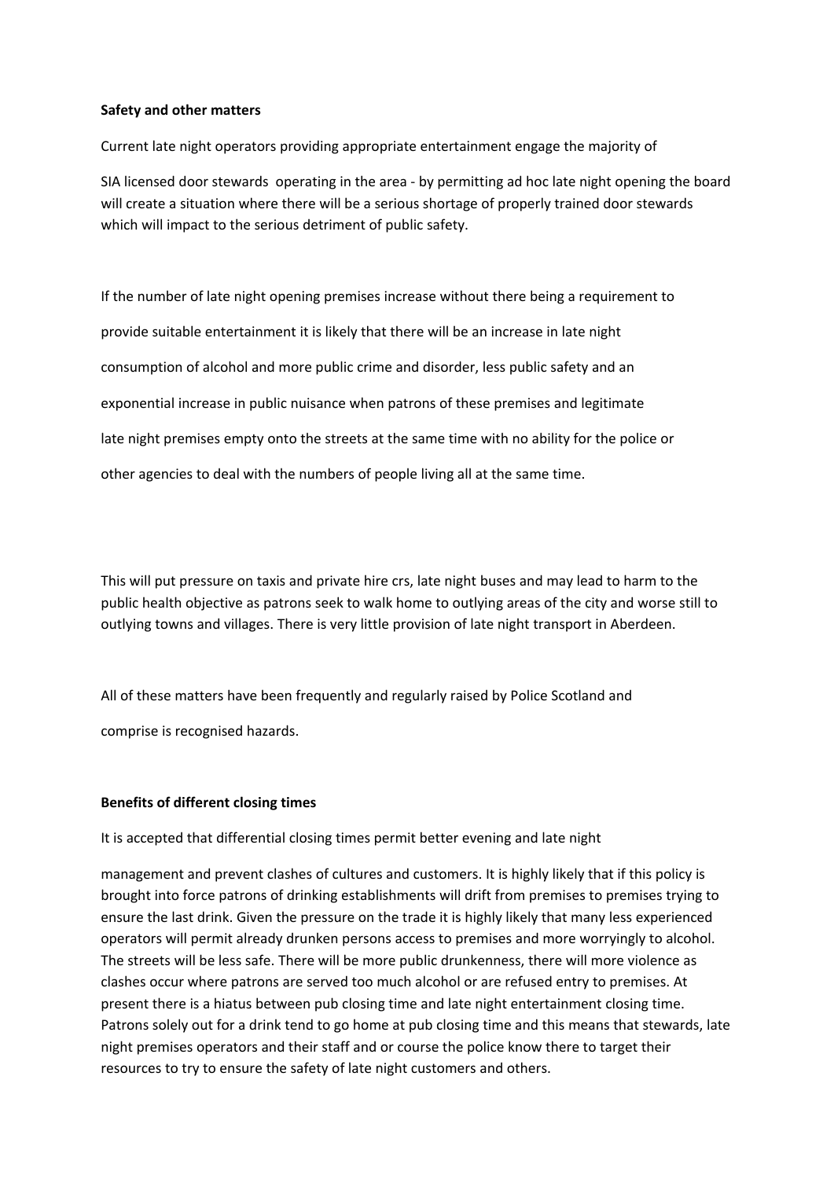**Safety and other matters**

Current late night operators providing appropriate entertainment engage the majority of

SIA licensed door stewards operating in the area - by permitting ad hoc late night opening the board will create a situation where there will be a serious shortage of properly trained door stewards which will impact to the serious detriment of public safety.

If the number of late night opening premises increase without there being a requirement to provide suitable entertainment it is likely that there will be an increase in late night consumption of alcohol and more public crime and disorder, less public safety and an exponential increase in public nuisance when patrons of these premises and legitimate late night premises empty onto the streets at the same time with no ability for the police or other agencies to deal with the numbers of people living all at the same time.

This will put pressure on taxis and private hire crs, late night buses and may lead to harm to the public health objective as patrons seek to walk home to outlying areas of the city and worse still to outlying towns and villages. There is very little provision of late night transport in Aberdeen.

All of these matters have been frequently and regularly raised by Police Scotland and comprise is recognised hazards.

**Benefits of different closing times**

It is accepted that differential closing times permit better evening and late night

management and prevent clashes of cultures and customers. It is highly likely that if this policy is brought into force patrons of drinking establishments will drift from premises to premises trying to ensure the last drink. Given the pressure on the trade it is highly likely that many less experienced operators will permit already drunken persons access to premises and more worryingly to alcohol. The streets will be less safe. There will be more public drunkenness, there will more violence as clashes occur where patrons are served too much alcohol or are refused entry to premises. At present there is a hiatus between pub closing time and late night entertainment closing time. Patrons solely out for a drink tend to go home at pub closing time and this means that stewards, late night premises operators and their staff and or course the police know there to target their resources to try to ensure the safety of late night customers and others.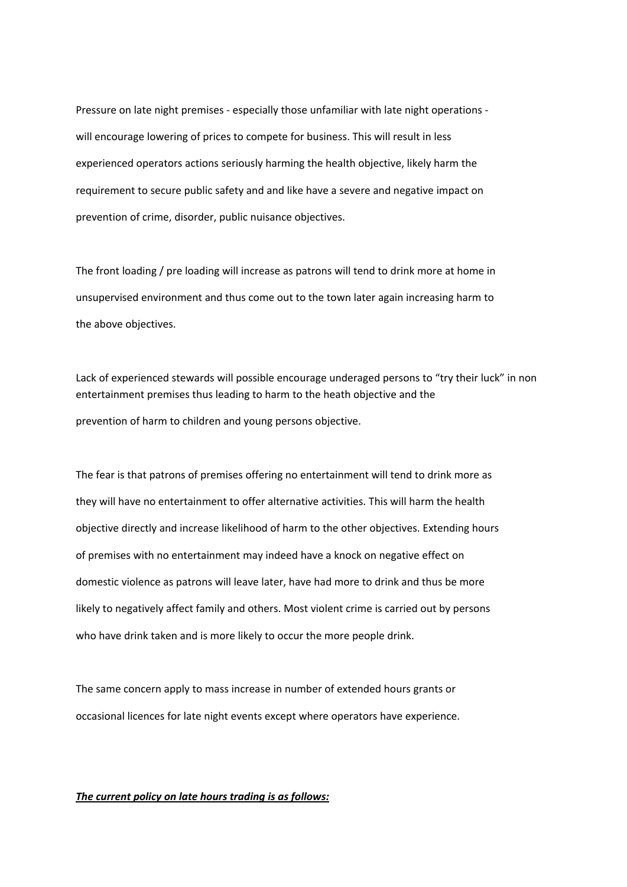Pressure on late night premises - especially those unfamiliar with late night operations - will encourage lowering of prices to compete for business. This will result in less experienced operators actions seriously harming the health objective, likely harm the requirement to secure public safety and and like have a severe and negative impact on prevention of crime, disorder, public nuisance objectives.

The front loading / pre loading will increase as patrons will tend to drink more at home in unsupervised environment and thus come out to the town later again increasing harm to the above objectives.

Lack of experienced stewards will possible encourage underaged persons to "try their luck" in non entertainment premises thus leading to harm to the heath objective and the prevention of harm to children and young persons objective.

The fear is that patrons of premises offering no entertainment will tend to drink more as they will have no entertainment to offer alternative activities. This will harm the health objective directly and increase likelihood of harm to the other objectives. Extending hours of premises with no entertainment may indeed have a knock on negative effect on domestic violence as patrons will leave later, have had more to drink and thus be more likely to negatively affect family and others. Most violent crime is carried out by persons who have drink taken and is more likely to occur the more people drink.

The same concern apply to mass increase in number of extended hours grants or occasional licences for late night events except where operators have experience.

***The current policy on late hours trading is as follows:***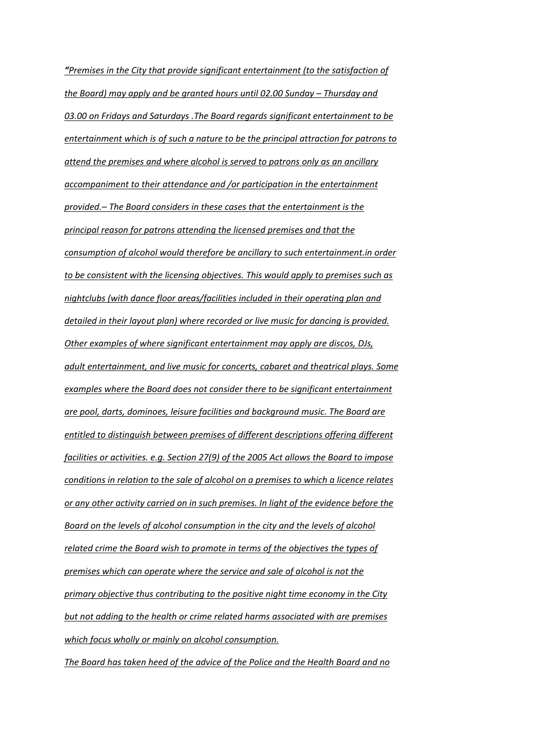<u>*"Premises in the City that provide significant entertainment (to the satisfaction of the Board) may apply and be granted hours until 02.00 Sunday – Thursday and 03.00 on Fridays and Saturdays .The Board regards significant entertainment to be entertainment which is of such a nature to be the principal attraction for patrons to attend the premises and where alcohol is served to patrons only as an ancillary accompaniment to their attendance and /or participation in the entertainment provided.– The Board considers in these cases that the entertainment is the principal reason for patrons attending the licensed premises and that the consumption of alcohol would therefore be ancillary to such entertainment.in order to be consistent with the licensing objectives. This would apply to premises such as nightclubs (with dance floor areas/facilities included in their operating plan and detailed in their layout plan) where recorded or live music for dancing is provided. Other examples of where significant entertainment may apply are discos, DJs, adult entertainment, and live music for concerts, cabaret and theatrical plays. Some examples where the Board does not consider there to be significant entertainment are pool, darts, dominoes, leisure facilities and background music. The Board are entitled to distinguish between premises of different descriptions offering different facilities or activities. e.g. Section 27(9) of the 2005 Act allows the Board to impose conditions in relation to the sale of alcohol on a premises to which a licence relates or any other activity carried on in such premises. In light of the evidence before the Board on the levels of alcohol consumption in the city and the levels of alcohol related crime the Board wish to promote in terms of the objectives the types of premises which can operate where the service and sale of alcohol is not the primary objective thus contributing to the positive night time economy in the City but not adding to the health or crime related harms associated with are premises which focus wholly or mainly on alcohol consumption.*</u>

<u>*The Board has taken heed of the advice of the Police and the Health Board and no*</u>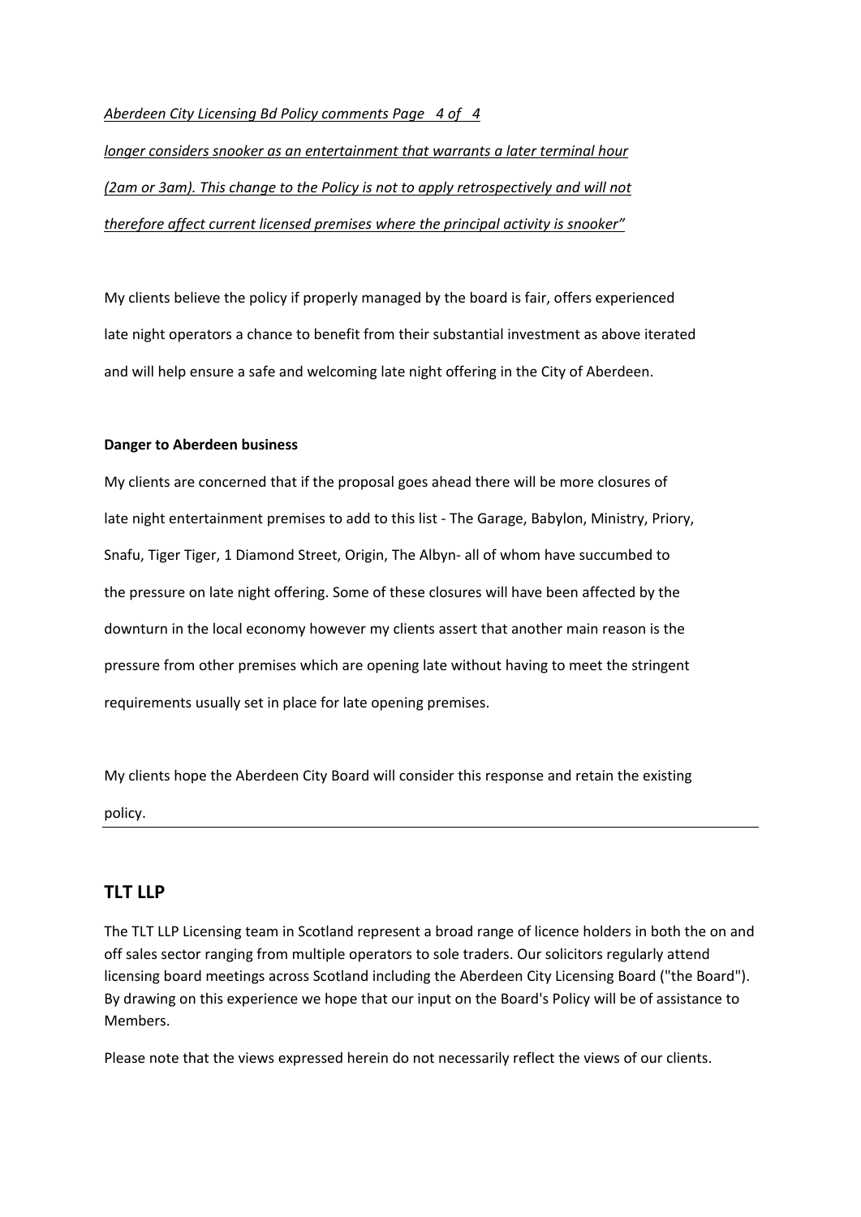*longer considers snooker as an entertainment that warrants a later terminal hour (2am or 3am). This change to the Policy is not to apply retrospectively and will not therefore affect current licensed premises where the principal activity is snooker"*

My clients believe the policy if properly managed by the board is fair, offers experienced late night operators a chance to benefit from their substantial investment as above iterated and will help ensure a safe and welcoming late night offering in the City of Aberdeen.

**Danger to Aberdeen business**

My clients are concerned that if the proposal goes ahead there will be more closures of late night entertainment premises to add to this list - The Garage, Babylon, Ministry, Priory, Snafu, Tiger Tiger, 1 Diamond Street, Origin, The Albyn- all of whom have succumbed to the pressure on late night offering. Some of these closures will have been affected by the downturn in the local economy however my clients assert that another main reason is the pressure from other premises which are opening late without having to meet the stringent requirements usually set in place for late opening premises.

My clients hope the Aberdeen City Board will consider this response and retain the existing policy.

---

## TLT LLP

The TLT LLP Licensing team in Scotland represent a broad range of licence holders in both the on and off sales sector ranging from multiple operators to sole traders. Our solicitors regularly attend licensing board meetings across Scotland including the Aberdeen City Licensing Board ("the Board"). By drawing on this experience we hope that our input on the Board's Policy will be of assistance to Members.

Please note that the views expressed herein do not necessarily reflect the views of our clients.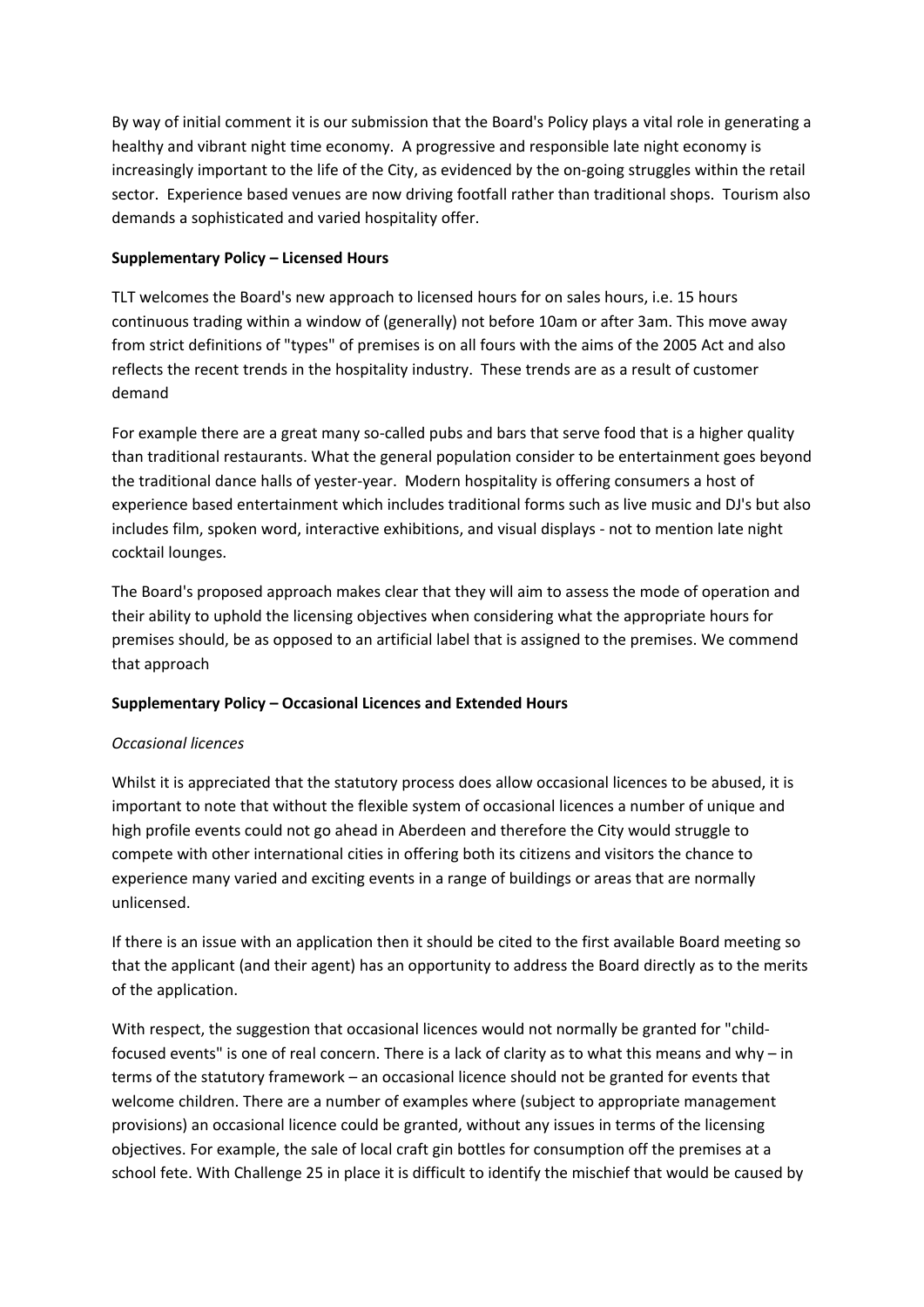By way of initial comment it is our submission that the Board's Policy plays a vital role in generating a healthy and vibrant night time economy. A progressive and responsible late night economy is increasingly important to the life of the City, as evidenced by the on-going struggles within the retail sector. Experience based venues are now driving footfall rather than traditional shops. Tourism also demands a sophisticated and varied hospitality offer.

**Supplementary Policy – Licensed Hours**

TLT welcomes the Board's new approach to licensed hours for on sales hours, i.e. 15 hours continuous trading within a window of (generally) not before 10am or after 3am. This move away from strict definitions of "types" of premises is on all fours with the aims of the 2005 Act and also reflects the recent trends in the hospitality industry. These trends are as a result of customer demand

For example there are a great many so-called pubs and bars that serve food that is a higher quality than traditional restaurants. What the general population consider to be entertainment goes beyond the traditional dance halls of yester-year. Modern hospitality is offering consumers a host of experience based entertainment which includes traditional forms such as live music and DJ's but also includes film, spoken word, interactive exhibitions, and visual displays - not to mention late night cocktail lounges.

The Board's proposed approach makes clear that they will aim to assess the mode of operation and their ability to uphold the licensing objectives when considering what the appropriate hours for premises should, be as opposed to an artificial label that is assigned to the premises. We commend that approach

**Supplementary Policy – Occasional Licences and Extended Hours**

*Occasional licences*

Whilst it is appreciated that the statutory process does allow occasional licences to be abused, it is important to note that without the flexible system of occasional licences a number of unique and high profile events could not go ahead in Aberdeen and therefore the City would struggle to compete with other international cities in offering both its citizens and visitors the chance to experience many varied and exciting events in a range of buildings or areas that are normally unlicensed.

If there is an issue with an application then it should be cited to the first available Board meeting so that the applicant (and their agent) has an opportunity to address the Board directly as to the merits of the application.

With respect, the suggestion that occasional licences would not normally be granted for "child-focused events" is one of real concern. There is a lack of clarity as to what this means and why – in terms of the statutory framework – an occasional licence should not be granted for events that welcome children. There are a number of examples where (subject to appropriate management provisions) an occasional licence could be granted, without any issues in terms of the licensing objectives. For example, the sale of local craft gin bottles for consumption off the premises at a school fete. With Challenge 25 in place it is difficult to identify the mischief that would be caused by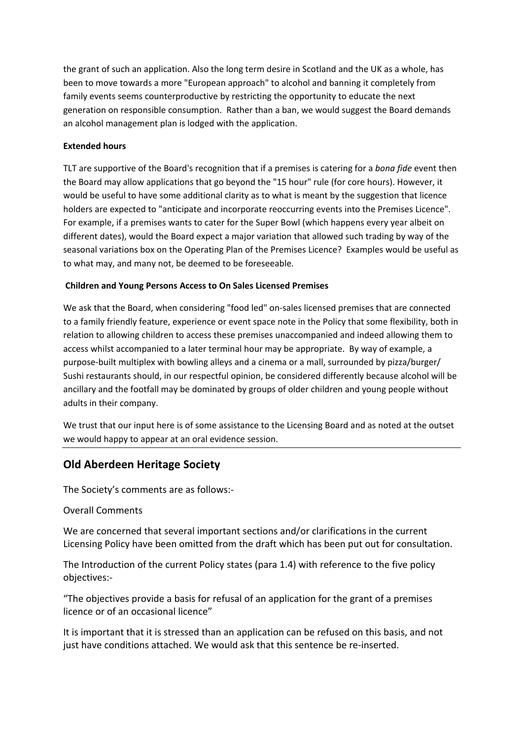the grant of such an application. Also the long term desire in Scotland and the UK as a whole, has been to move towards a more "European approach" to alcohol and banning it completely from family events seems counterproductive by restricting the opportunity to educate the next generation on responsible consumption. Rather than a ban, we would suggest the Board demands an alcohol management plan is lodged with the application.

**Extended hours**

TLT are supportive of the Board's recognition that if a premises is catering for a *bona fide* event then the Board may allow applications that go beyond the "15 hour" rule (for core hours). However, it would be useful to have some additional clarity as to what is meant by the suggestion that licence holders are expected to "anticipate and incorporate reoccurring events into the Premises Licence". For example, if a premises wants to cater for the Super Bowl (which happens every year albeit on different dates), would the Board expect a major variation that allowed such trading by way of the seasonal variations box on the Operating Plan of the Premises Licence? Examples would be useful as to what may, and many not, be deemed to be foreseeable.

**Children and Young Persons Access to On Sales Licensed Premises**

We ask that the Board, when considering "food led" on-sales licensed premises that are connected to a family friendly feature, experience or event space note in the Policy that some flexibility, both in relation to allowing children to access these premises unaccompanied and indeed allowing them to access whilst accompanied to a later terminal hour may be appropriate. By way of example, a purpose-built multiplex with bowling alleys and a cinema or a mall, surrounded by pizza/burger/ Sushi restaurants should, in our respectful opinion, be considered differently because alcohol will be ancillary and the footfall may be dominated by groups of older children and young people without adults in their company.

We trust that our input here is of some assistance to the Licensing Board and as noted at the outset we would happy to appear at an oral evidence session.

---

## Old Aberdeen Heritage Society

The Society's comments are as follows:-

Overall Comments

We are concerned that several important sections and/or clarifications in the current Licensing Policy have been omitted from the draft which has been put out for consultation.

The Introduction of the current Policy states (para 1.4) with reference to the five policy objectives:-

"The objectives provide a basis for refusal of an application for the grant of a premises licence or of an occasional licence"

It is important that it is stressed than an application can be refused on this basis, and not just have conditions attached. We would ask that this sentence be re-inserted.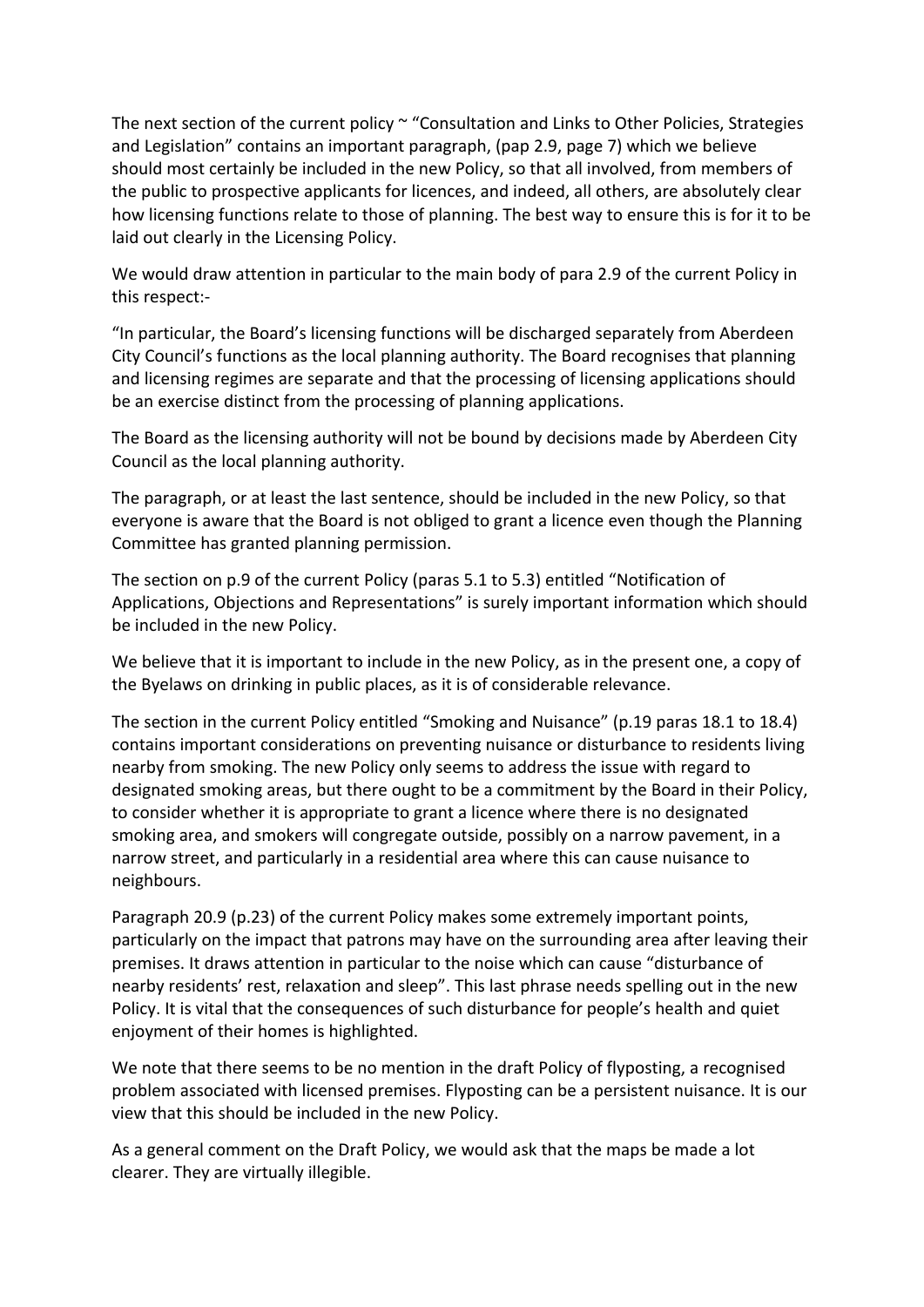The next section of the current policy ~ "Consultation and Links to Other Policies, Strategies and Legislation" contains an important paragraph, (pap 2.9, page 7) which we believe should most certainly be included in the new Policy, so that all involved, from members of the public to prospective applicants for licences, and indeed, all others, are absolutely clear how licensing functions relate to those of planning. The best way to ensure this is for it to be laid out clearly in the Licensing Policy.

We would draw attention in particular to the main body of para 2.9 of the current Policy in this respect:-

"In particular, the Board's licensing functions will be discharged separately from Aberdeen City Council's functions as the local planning authority. The Board recognises that planning and licensing regimes are separate and that the processing of licensing applications should be an exercise distinct from the processing of planning applications.

The Board as the licensing authority will not be bound by decisions made by Aberdeen City Council as the local planning authority.

The paragraph, or at least the last sentence, should be included in the new Policy, so that everyone is aware that the Board is not obliged to grant a licence even though the Planning Committee has granted planning permission.

The section on p.9 of the current Policy (paras 5.1 to 5.3) entitled "Notification of Applications, Objections and Representations" is surely important information which should be included in the new Policy.

We believe that it is important to include in the new Policy, as in the present one, a copy of the Byelaws on drinking in public places, as it is of considerable relevance.

The section in the current Policy entitled "Smoking and Nuisance" (p.19 paras 18.1 to 18.4) contains important considerations on preventing nuisance or disturbance to residents living nearby from smoking. The new Policy only seems to address the issue with regard to designated smoking areas, but there ought to be a commitment by the Board in their Policy, to consider whether it is appropriate to grant a licence where there is no designated smoking area, and smokers will congregate outside, possibly on a narrow pavement, in a narrow street, and particularly in a residential area where this can cause nuisance to neighbours.

Paragraph 20.9 (p.23) of the current Policy makes some extremely important points, particularly on the impact that patrons may have on the surrounding area after leaving their premises. It draws attention in particular to the noise which can cause "disturbance of nearby residents' rest, relaxation and sleep". This last phrase needs spelling out in the new Policy. It is vital that the consequences of such disturbance for people's health and quiet enjoyment of their homes is highlighted.

We note that there seems to be no mention in the draft Policy of flyposting, a recognised problem associated with licensed premises. Flyposting can be a persistent nuisance. It is our view that this should be included in the new Policy.

As a general comment on the Draft Policy, we would ask that the maps be made a lot clearer. They are virtually illegible.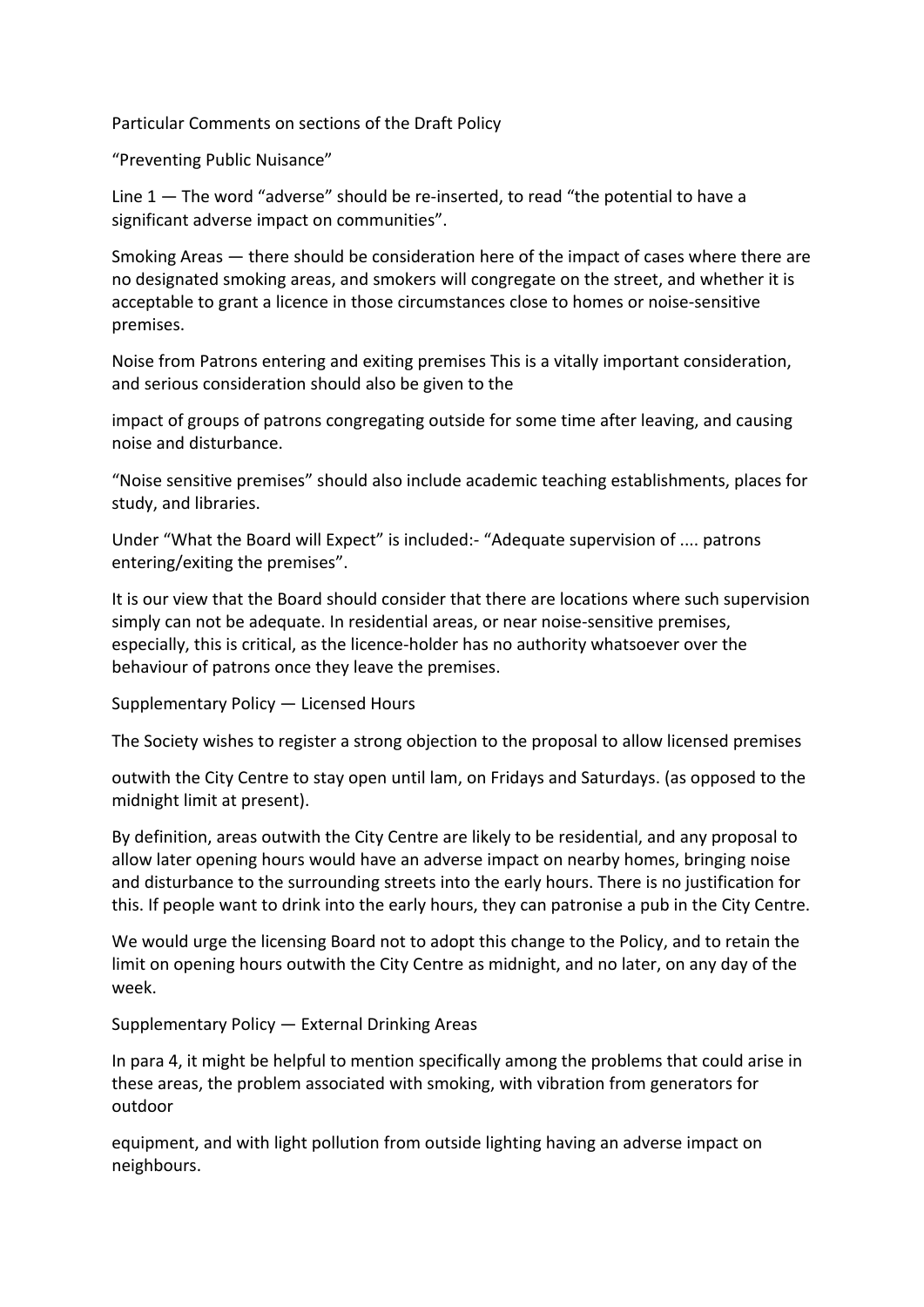Particular Comments on sections of the Draft Policy

"Preventing Public Nuisance"

Line 1 — The word "adverse" should be re-inserted, to read "the potential to have a significant adverse impact on communities".

Smoking Areas — there should be consideration here of the impact of cases where there are no designated smoking areas, and smokers will congregate on the street, and whether it is acceptable to grant a licence in those circumstances close to homes or noise-sensitive premises.

Noise from Patrons entering and exiting premises This is a vitally important consideration, and serious consideration should also be given to the

impact of groups of patrons congregating outside for some time after leaving, and causing noise and disturbance.

"Noise sensitive premises" should also include academic teaching establishments, places for study, and libraries.

Under "What the Board will Expect" is included:- "Adequate supervision of .... patrons entering/exiting the premises".

It is our view that the Board should consider that there are locations where such supervision simply can not be adequate. In residential areas, or near noise-sensitive premises, especially, this is critical, as the licence-holder has no authority whatsoever over the behaviour of patrons once they leave the premises.

Supplementary Policy — Licensed Hours

The Society wishes to register a strong objection to the proposal to allow licensed premises

outwith the City Centre to stay open until lam, on Fridays and Saturdays. (as opposed to the midnight limit at present).

By definition, areas outwith the City Centre are likely to be residential, and any proposal to allow later opening hours would have an adverse impact on nearby homes, bringing noise and disturbance to the surrounding streets into the early hours. There is no justification for this. If people want to drink into the early hours, they can patronise a pub in the City Centre.

We would urge the licensing Board not to adopt this change to the Policy, and to retain the limit on opening hours outwith the City Centre as midnight, and no later, on any day of the week.

Supplementary Policy — External Drinking Areas

In para 4, it might be helpful to mention specifically among the problems that could arise in these areas, the problem associated with smoking, with vibration from generators for outdoor

equipment, and with light pollution from outside lighting having an adverse impact on neighbours.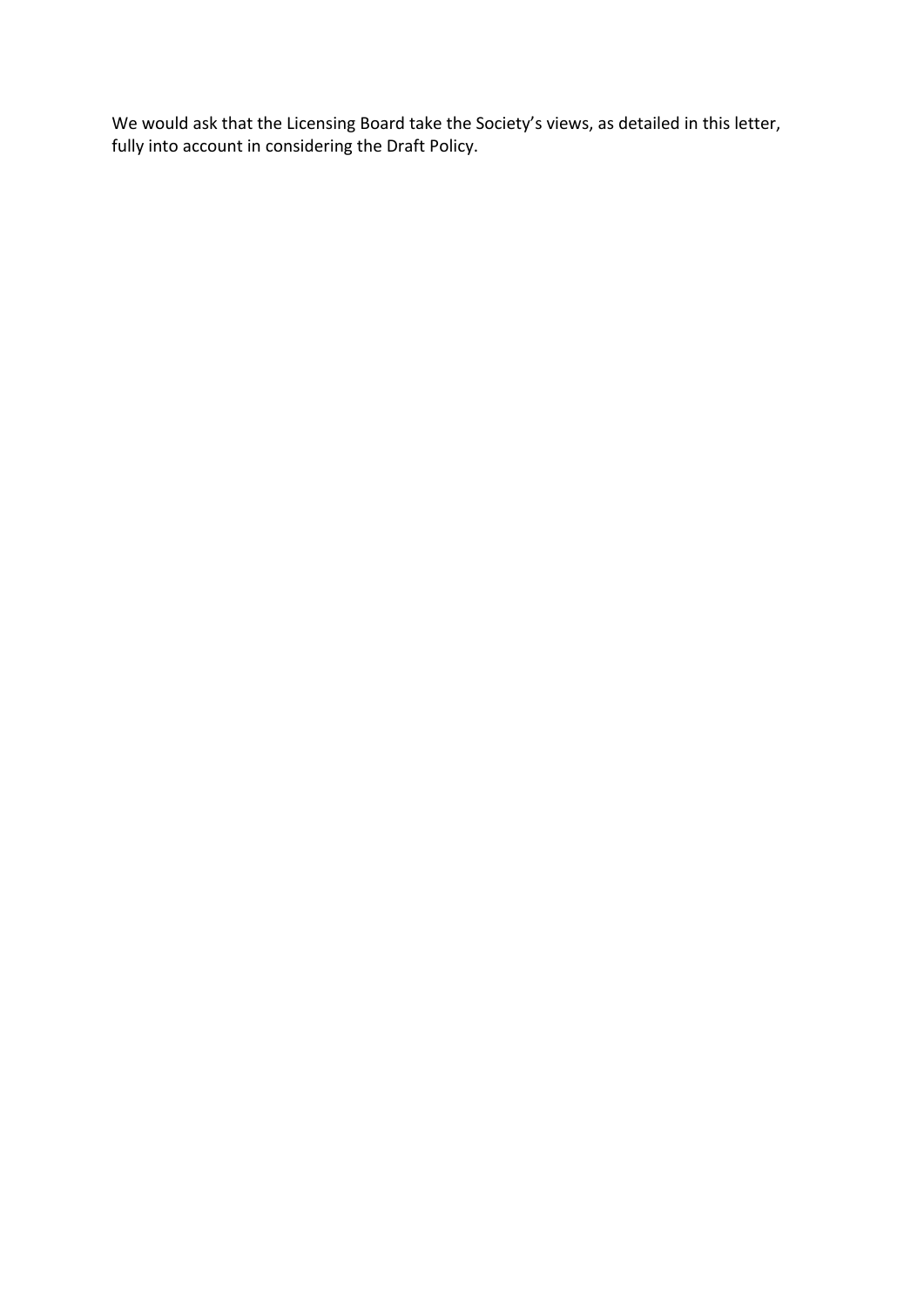We would ask that the Licensing Board take the Society's views, as detailed in this letter, fully into account in considering the Draft Policy.